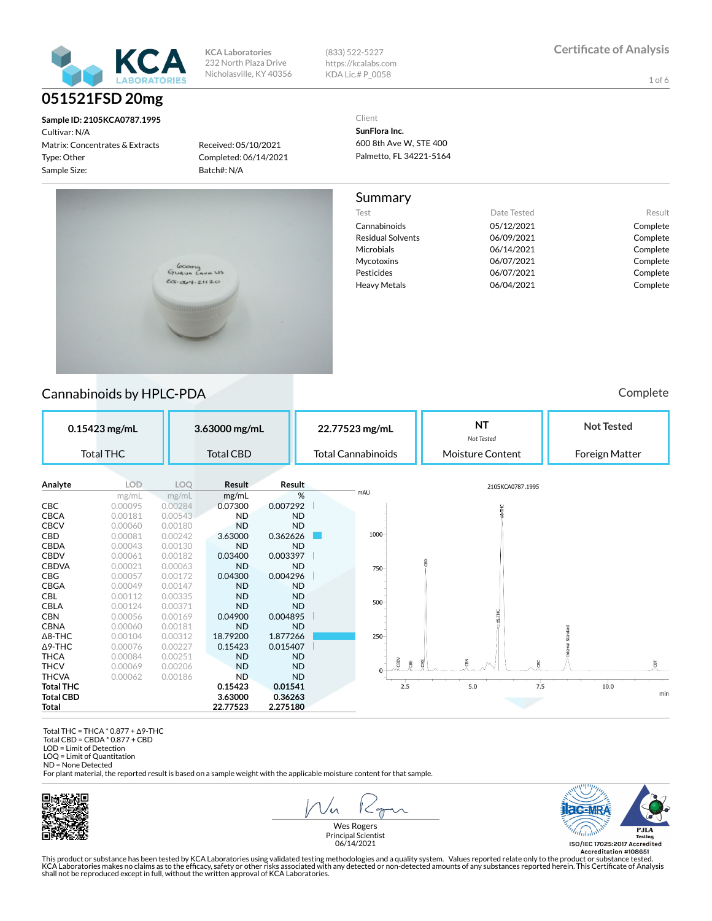KCA Laboratories
232 North Plaza Drive
Nicholasville, KY 40356

(833) 522-5227
https://kcalabs.com
KDA Lic.# P_0058

Certificate of Analysis

# 051521FSD 20mg

**Sample ID: 2105KCA0787.1995**
Cultivar: N/A
Matrix: Concentrates & Extracts
Type: Other
Sample Size:

Received: 05/10/2021
Completed: 06/14/2021
Batch#: N/A

Client
**SunFlora Inc.**
600 8th Ave W, STE 400
Palmetto, FL 34221-5164

## Summary

| Test | Date Tested | Result |
|---|---|---|
| Cannabinoids | 05/12/2021 | Complete |
| Residual Solvents | 06/09/2021 | Complete |
| Microbials | 06/14/2021 | Complete |
| Mycotoxins | 06/07/2021 | Complete |
| Pesticides | 06/07/2021 | Complete |
| Heavy Metals | 06/04/2021 | Complete |

## Cannabinoids by HPLC-PDA

Complete

| 0.15423 mg/mL | 3.63000 mg/mL | 22.77523 mg/mL | NT (Not Tested) | Not Tested |
|---|---|---|---|---|
| Total THC | Total CBD | Total Cannabinoids | Moisture Content | Foreign Matter |

| Analyte | LOD | LOQ | Result | Result |
|---|---|---|---|---|
| | mg/mL | mg/mL | mg/mL | % |
| CBC | 0.00095 | 0.00284 | 0.07300 | 0.007292 |
| CBCA | 0.00181 | 0.00543 | ND | ND |
| CBCV | 0.00060 | 0.00180 | ND | ND |
| CBD | 0.00081 | 0.00242 | 3.63000 | 0.362626 |
| CBDA | 0.00043 | 0.00130 | ND | ND |
| CBDV | 0.00061 | 0.00182 | 0.03400 | 0.003397 |
| CBDVA | 0.00021 | 0.00063 | ND | ND |
| CBG | 0.00057 | 0.00172 | 0.04300 | 0.004296 |
| CBGA | 0.00049 | 0.00147 | ND | ND |
| CBL | 0.00112 | 0.00335 | ND | ND |
| CBLA | 0.00124 | 0.00371 | ND | ND |
| CBN | 0.00056 | 0.00169 | 0.04900 | 0.004895 |
| CBNA | 0.00060 | 0.00181 | ND | ND |
| Δ8-THC | 0.00104 | 0.00312 | 18.79200 | 1.877266 |
| Δ9-THC | 0.00076 | 0.00227 | 0.15423 | 0.015407 |
| THCA | 0.00084 | 0.00251 | ND | ND |
| THCV | 0.00069 | 0.00206 | ND | ND |
| THCVA | 0.00062 | 0.00186 | ND | ND |
| **Total THC** | | | **0.15423** | **0.01541** |
| **Total CBD** | | | **3.63000** | **0.36263** |
| **Total** | | | **22.77523** | **2.275180** |

Total THC = THCA * 0.877 + Δ9-THC
Total CBD = CBDA * 0.877 + CBD
LOD = Limit of Detection
LOQ = Limit of Quantitation
ND = None Detected
For plant material, the reported result is based on a sample weight with the applicable moisture content for that sample.

Wes Rogers
Principal Scientist
06/14/2021

ISO/IEC 17025:2017 Accredited
Accreditation #108651

This product or substance has been tested by KCA Laboratories using validated testing methodologies and a quality system. Values reported relate only to the product or substance tested. KCA Laboratories makes no claims as to the efficacy, safety or other risks associated with any detected or non-detected amounts of any substances reported herein. This Certificate of Analysis shall not be reproduced except in full, without the written approval of KCA Laboratories.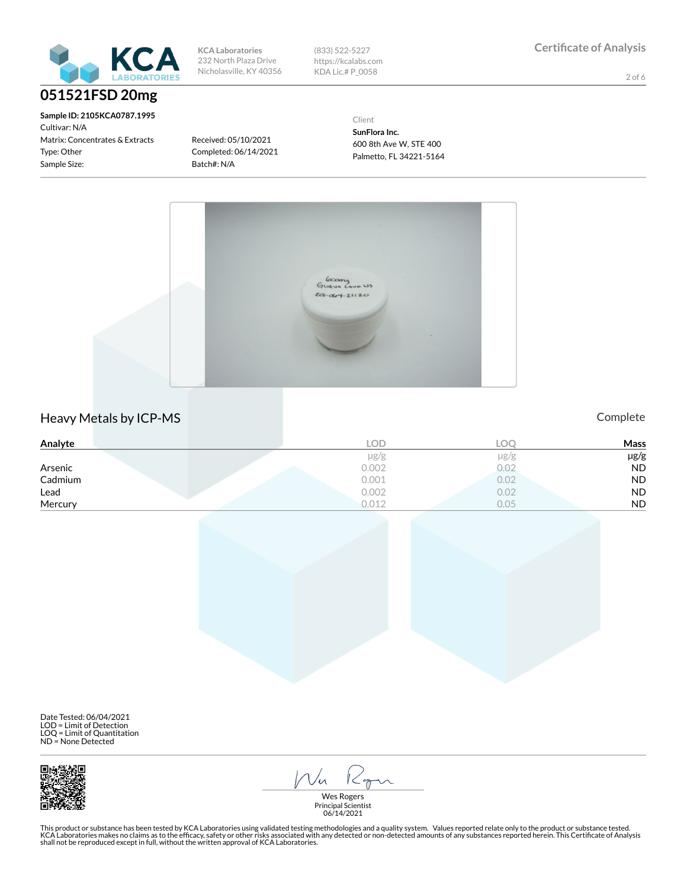KCA Laboratories
232 North Plaza Drive
Nicholasville, KY 40356

(833) 522-5227
https://kcalabs.com
KDA Lic.# P_0058

Certificate of Analysis

# 051521FSD 20mg

**Sample ID: 2105KCA0787.1995**
Cultivar: N/A
Matrix: Concentrates & Extracts
Type: Other
Sample Size:

Received: 05/10/2021
Completed: 06/14/2021
Batch#: N/A

Client
**SunFlora Inc.**
600 8th Ave W, STE 400
Palmetto, FL 34221-5164

## Heavy Metals by ICP-MS

Complete

| Analyte | LOD | LOQ | Mass |
|---|---|---|---|
| | μg/g | μg/g | μg/g |
| Arsenic | 0.002 | 0.02 | ND |
| Cadmium | 0.001 | 0.02 | ND |
| Lead | 0.002 | 0.02 | ND |
| Mercury | 0.012 | 0.05 | ND |

Date Tested: 06/04/2021
LOD = Limit of Detection
LOQ = Limit of Quantitation
ND = None Detected

Wes Rogers
Principal Scientist
06/14/2021

This product or substance has been tested by KCA Laboratories using validated testing methodologies and a quality system. Values reported relate only to the product or substance tested. KCA Laboratories makes no claims as to the efficacy, safety or other risks associated with any detected or non-detected amounts of any substances reported herein. This Certificate of Analysis shall not be reproduced except in full, without the written approval of KCA Laboratories.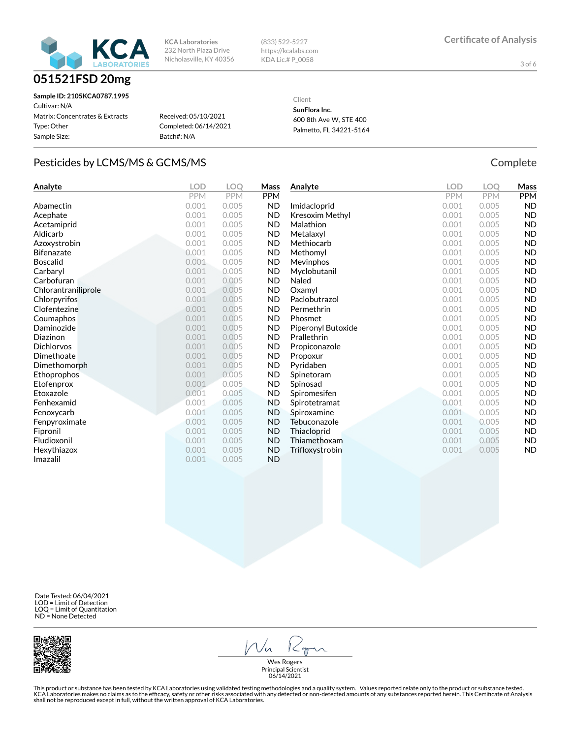KCA Laboratories
232 North Plaza Drive
Nicholasville, KY 40356

(833) 522-5227
https://kcalabs.com
KDA Lic.# P_0058

Certificate of Analysis

# 051521FSD 20mg

**Sample ID: 2105KCA0787.1995**
Cultivar: N/A
Matrix: Concentrates & Extracts
Type: Other
Sample Size:

Received: 05/10/2021
Completed: 06/14/2021
Batch#: N/A

Client
**SunFlora Inc.**
600 8th Ave W, STE 400
Palmetto, FL 34221-5164

## Pesticides by LCMS/MS & GCMS/MS

Complete

| Analyte | LOD PPM | LOQ PPM | Mass PPM |
|---|---|---|---|
| Abamectin | 0.001 | 0.005 | ND |
| Acephate | 0.001 | 0.005 | ND |
| Acetamiprid | 0.001 | 0.005 | ND |
| Aldicarb | 0.001 | 0.005 | ND |
| Azoxystrobin | 0.001 | 0.005 | ND |
| Bifenazate | 0.001 | 0.005 | ND |
| Boscalid | 0.001 | 0.005 | ND |
| Carbaryl | 0.001 | 0.005 | ND |
| Carbofuran | 0.001 | 0.005 | ND |
| Chlorantraniliprole | 0.001 | 0.005 | ND |
| Chlorpyrifos | 0.001 | 0.005 | ND |
| Clofentezine | 0.001 | 0.005 | ND |
| Coumaphos | 0.001 | 0.005 | ND |
| Daminozide | 0.001 | 0.005 | ND |
| Diazinon | 0.001 | 0.005 | ND |
| Dichlorvos | 0.001 | 0.005 | ND |
| Dimethoate | 0.001 | 0.005 | ND |
| Dimethomorph | 0.001 | 0.005 | ND |
| Ethoprophos | 0.001 | 0.005 | ND |
| Etofenprox | 0.001 | 0.005 | ND |
| Etoxazole | 0.001 | 0.005 | ND |
| Fenhexamid | 0.001 | 0.005 | ND |
| Fenoxycarb | 0.001 | 0.005 | ND |
| Fenpyroximate | 0.001 | 0.005 | ND |
| Fipronil | 0.001 | 0.005 | ND |
| Fludioxonil | 0.001 | 0.005 | ND |
| Hexythiazox | 0.001 | 0.005 | ND |
| Imazalil | 0.001 | 0.005 | ND |
| Imidacloprid | 0.001 | 0.005 | ND |
| Kresoxim Methyl | 0.001 | 0.005 | ND |
| Malathion | 0.001 | 0.005 | ND |
| Metalaxyl | 0.001 | 0.005 | ND |
| Methiocarb | 0.001 | 0.005 | ND |
| Methomyl | 0.001 | 0.005 | ND |
| Mevinphos | 0.001 | 0.005 | ND |
| Myclobutanil | 0.001 | 0.005 | ND |
| Naled | 0.001 | 0.005 | ND |
| Oxamyl | 0.001 | 0.005 | ND |
| Paclobutrazol | 0.001 | 0.005 | ND |
| Permethrin | 0.001 | 0.005 | ND |
| Phosmet | 0.001 | 0.005 | ND |
| Piperonyl Butoxide | 0.001 | 0.005 | ND |
| Prallethrin | 0.001 | 0.005 | ND |
| Propiconazole | 0.001 | 0.005 | ND |
| Propoxur | 0.001 | 0.005 | ND |
| Pyridaben | 0.001 | 0.005 | ND |
| Spinetoram | 0.001 | 0.005 | ND |
| Spinosad | 0.001 | 0.005 | ND |
| Spiromesifen | 0.001 | 0.005 | ND |
| Spirotetramat | 0.001 | 0.005 | ND |
| Spiroxamine | 0.001 | 0.005 | ND |
| Tebuconazole | 0.001 | 0.005 | ND |
| Thiacloprid | 0.001 | 0.005 | ND |
| Thiamethoxam | 0.001 | 0.005 | ND |
| Trifloxystrobin | 0.001 | 0.005 | ND |

Date Tested: 06/04/2021
LOD = Limit of Detection
LOQ = Limit of Quantitation
ND = None Detected

Wes Rogers
Principal Scientist
06/14/2021

This product or substance has been tested by KCA Laboratories using validated testing methodologies and a quality system. Values reported relate only to the product or substance tested. KCA Laboratories makes no claims as to the efficacy, safety or other risks associated with any detected or non-detected amounts of any substances reported herein. This Certificate of Analysis shall not be reproduced except in full, without the written approval of KCA Laboratories.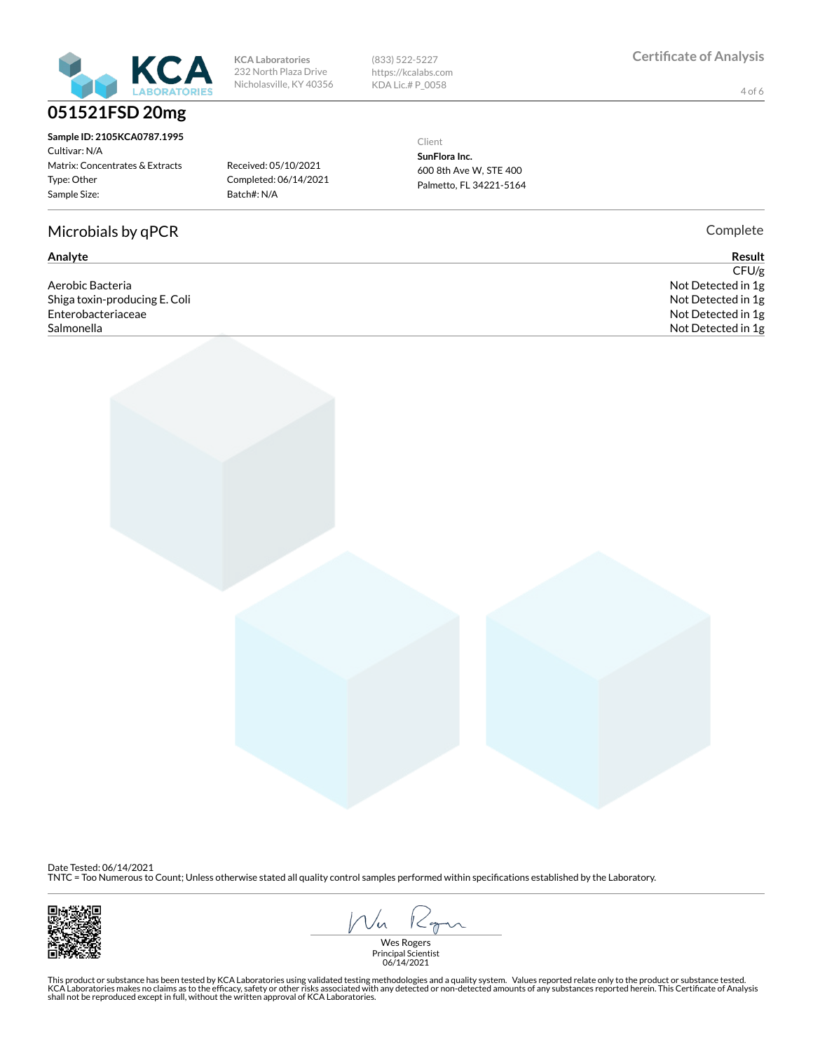**KCA Laboratories**
232 North Plaza Drive
Nicholasville, KY 40356

(833) 522-5227
https://kcalabs.com
KDA Lic.# P_0058

Certificate of Analysis

# 051521FSD 20mg

**Sample ID: 2105KCA0787.1995**
Cultivar: N/A
Matrix: Concentrates & Extracts
Type: Other
Sample Size:

Received: 05/10/2021
Completed: 06/14/2021
Batch#: N/A

Client
**SunFlora Inc.**
600 8th Ave W, STE 400
Palmetto, FL 34221-5164

## Microbials by qPCR

Complete

| Analyte | Result |
|---|---|
| | CFU/g |
| Aerobic Bacteria | Not Detected in 1g |
| Shiga toxin-producing E. Coli | Not Detected in 1g |
| Enterobacteriaceae | Not Detected in 1g |
| Salmonella | Not Detected in 1g |

Date Tested: 06/14/2021
TNTC = Too Numerous to Count; Unless otherwise stated all quality control samples performed within specifications established by the Laboratory.

Wes Rogers
Principal Scientist
06/14/2021

This product or substance has been tested by KCA Laboratories using validated testing methodologies and a quality system. Values reported relate only to the product or substance tested. KCA Laboratories makes no claims as to the efficacy, safety or other risks associated with any detected or non-detected amounts of any substances reported herein. This Certificate of Analysis shall not be reproduced except in full, without the written approval of KCA Laboratories.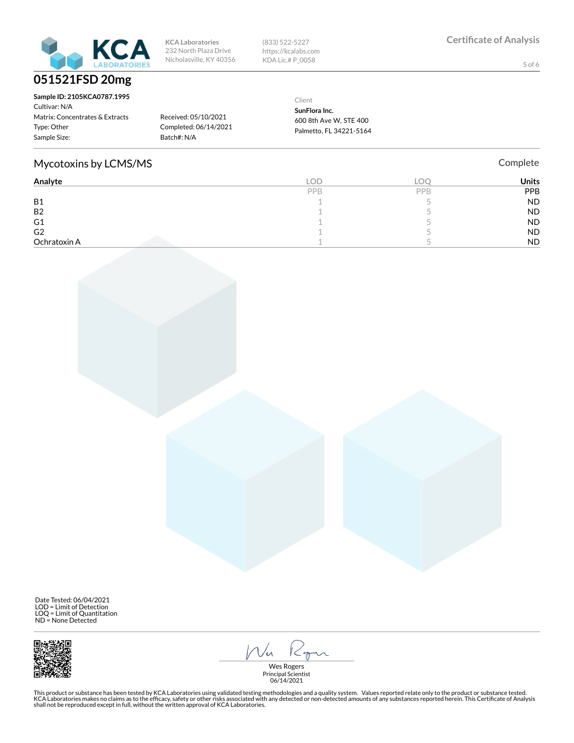**KCA Laboratories**
232 North Plaza Drive
Nicholasville, KY 40356

(833) 522-5227
https://kcalabs.com
KDA Lic.# P_0058

Certificate of Analysis

# 051521FSD 20mg

**Sample ID: 2105KCA0787.1995**
Cultivar: N/A
Matrix: Concentrates & Extracts
Type: Other
Sample Size:

Received: 05/10/2021
Completed: 06/14/2021
Batch#: N/A

Client
**SunFlora Inc.**
600 8th Ave W, STE 400
Palmetto, FL 34221-5164

## Mycotoxins by LCMS/MS

Complete

| Analyte | LOD | LOQ | Units |
|---|---|---|---|
| | PPB | PPB | PPB |
| B1 | 1 | 5 | ND |
| B2 | 1 | 5 | ND |
| G1 | 1 | 5 | ND |
| G2 | 1 | 5 | ND |
| Ochratoxin A | 1 | 5 | ND |

Date Tested: 06/04/2021
LOD = Limit of Detection
LOQ = Limit of Quantitation
ND = None Detected

Wes Rogers
Principal Scientist
06/14/2021

This product or substance has been tested by KCA Laboratories using validated testing methodologies and a quality system. Values reported relate only to the product or substance tested. KCA Laboratories makes no claims as to the efficacy, safety or other risks associated with any detected or non-detected amounts of any substances reported herein. This Certificate of Analysis shall not be reproduced except in full, without the written approval of KCA Laboratories.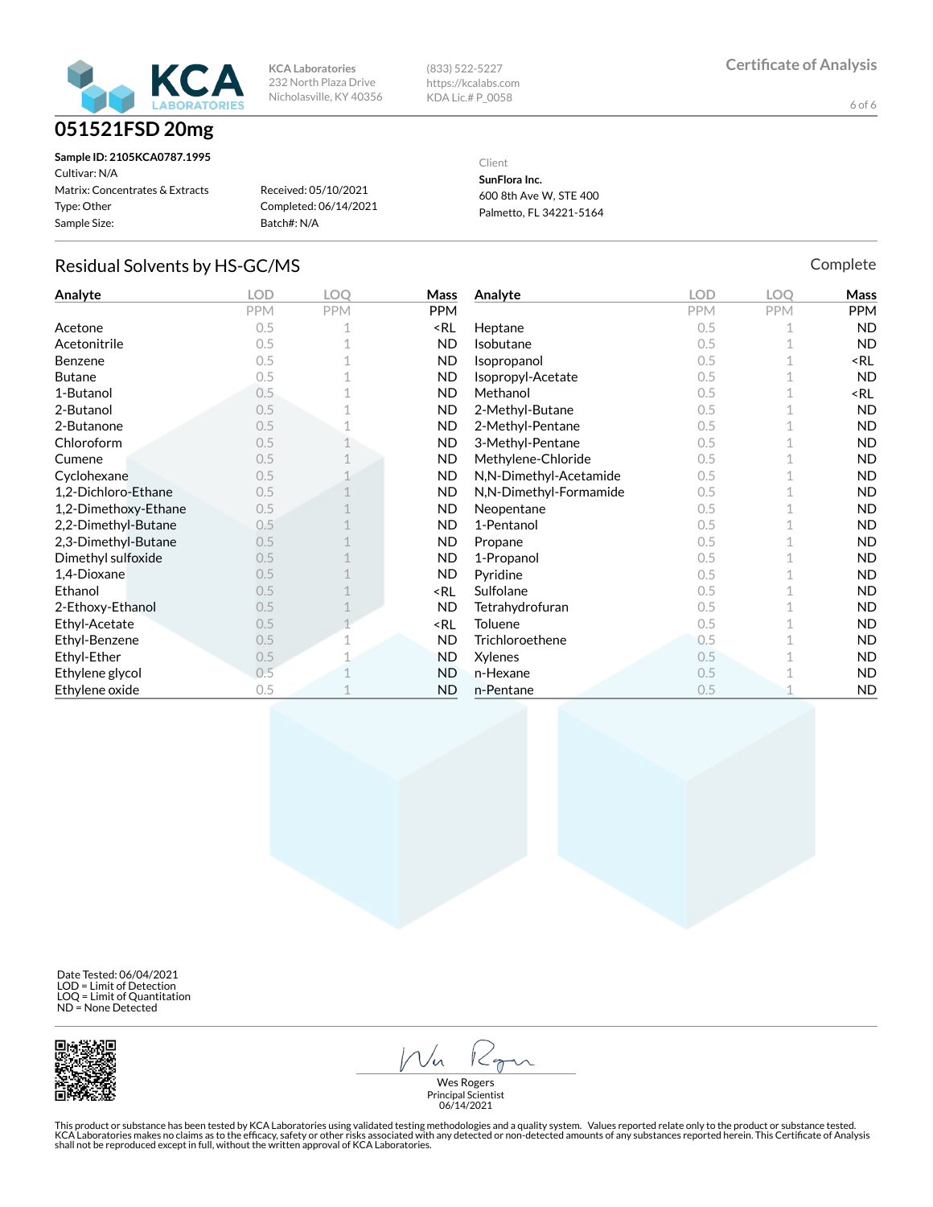KCA LABORATORIES

**KCA Laboratories**
232 North Plaza Drive
Nicholasville, KY 40356

(833) 522-5227
https://kcalabs.com
KDA Lic.# P_0058

Certificate of Analysis

# 051521FSD 20mg

**Sample ID: 2105KCA0787.1995**
Cultivar: N/A
Matrix: Concentrates & Extracts
Type: Other
Sample Size:

Received: 05/10/2021
Completed: 06/14/2021
Batch#: N/A

Client
**SunFlora Inc.**
600 8th Ave W, STE 400
Palmetto, FL 34221-5164

## Residual Solvents by HS-GC/MS

Complete

| Analyte | LOD PPM | LOQ PPM | Mass PPM |
|---|---|---|---|
| Acetone | 0.5 | 1 | <RL |
| Acetonitrile | 0.5 | 1 | ND |
| Benzene | 0.5 | 1 | ND |
| Butane | 0.5 | 1 | ND |
| 1-Butanol | 0.5 | 1 | ND |
| 2-Butanol | 0.5 | 1 | ND |
| 2-Butanone | 0.5 | 1 | ND |
| Chloroform | 0.5 | 1 | ND |
| Cumene | 0.5 | 1 | ND |
| Cyclohexane | 0.5 | 1 | ND |
| 1,2-Dichloro-Ethane | 0.5 | 1 | ND |
| 1,2-Dimethoxy-Ethane | 0.5 | 1 | ND |
| 2,2-Dimethyl-Butane | 0.5 | 1 | ND |
| 2,3-Dimethyl-Butane | 0.5 | 1 | ND |
| Dimethyl sulfoxide | 0.5 | 1 | ND |
| 1,4-Dioxane | 0.5 | 1 | ND |
| Ethanol | 0.5 | 1 | <RL |
| 2-Ethoxy-Ethanol | 0.5 | 1 | ND |
| Ethyl-Acetate | 0.5 | 1 | <RL |
| Ethyl-Benzene | 0.5 | 1 | ND |
| Ethyl-Ether | 0.5 | 1 | ND |
| Ethylene glycol | 0.5 | 1 | ND |
| Ethylene oxide | 0.5 | 1 | ND |
| Heptane | 0.5 | 1 | ND |
| Isobutane | 0.5 | 1 | ND |
| Isopropanol | 0.5 | 1 | <RL |
| Isopropyl-Acetate | 0.5 | 1 | ND |
| Methanol | 0.5 | 1 | <RL |
| 2-Methyl-Butane | 0.5 | 1 | ND |
| 2-Methyl-Pentane | 0.5 | 1 | ND |
| 3-Methyl-Pentane | 0.5 | 1 | ND |
| Methylene-Chloride | 0.5 | 1 | ND |
| N,N-Dimethyl-Acetamide | 0.5 | 1 | ND |
| N,N-Dimethyl-Formamide | 0.5 | 1 | ND |
| Neopentane | 0.5 | 1 | ND |
| 1-Pentanol | 0.5 | 1 | ND |
| Propane | 0.5 | 1 | ND |
| 1-Propanol | 0.5 | 1 | ND |
| Pyridine | 0.5 | 1 | ND |
| Sulfolane | 0.5 | 1 | ND |
| Tetrahydrofuran | 0.5 | 1 | ND |
| Toluene | 0.5 | 1 | ND |
| Trichloroethene | 0.5 | 1 | ND |
| Xylenes | 0.5 | 1 | ND |
| n-Hexane | 0.5 | 1 | ND |
| n-Pentane | 0.5 | 1 | ND |

Date Tested: 06/04/2021
LOQ = Limit of Quantitation
LOD = Limit of Detection
ND = None Detected

Wes Rogers
Principal Scientist
06/14/2021

This product or substance has been tested by KCA Laboratories using validated testing methodologies and a quality system. Values reported relate only to the product or substance tested. KCA Laboratories makes no claims as to the efficacy, safety or other risks associated with any detected or non-detected amounts of any substances reported herein. This Certificate of Analysis shall not be reproduced except in full, without the written approval of KCA Laboratories.